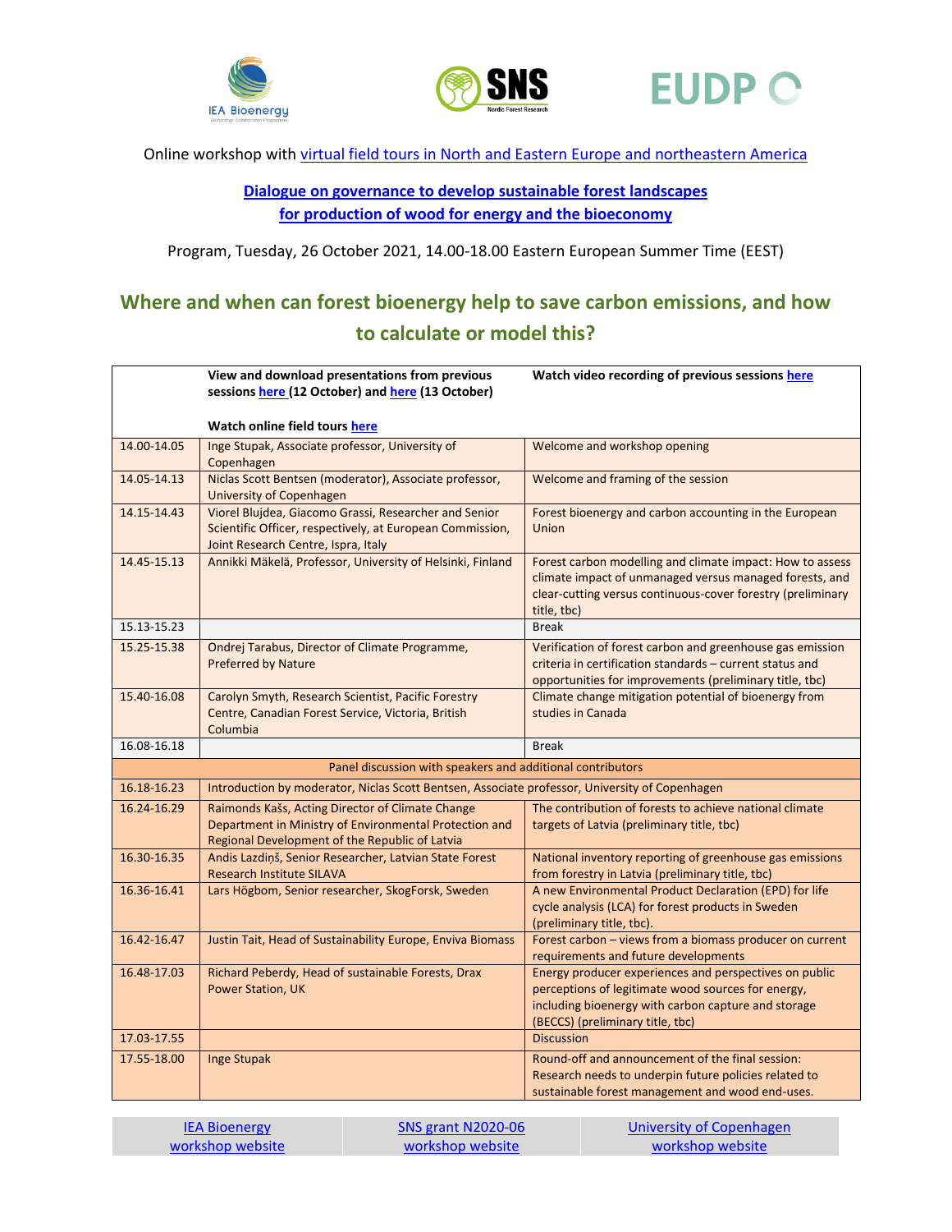Online workshop with virtual field tours in North and Eastern Europe and northeastern America

**Dialogue on governance to develop sustainable forest landscapes for production of wood for energy and the bioeconomy**

Program, Tuesday, 26 October 2021, 14.00-18.00 Eastern European Summer Time (EEST)

## Where and when can forest bioenergy help to save carbon emissions, and how to calculate or model this?

| | **View and download presentations from previous sessions here (12 October) and here (13 October)**<br><br>**Watch online field tours here** | **Watch video recording of previous sessions here** |
|---|---|---|
| 14.00-14.05 | Inge Stupak, Associate professor, University of Copenhagen | Welcome and workshop opening |
| 14.05-14.13 | Niclas Scott Bentsen (moderator), Associate professor, University of Copenhagen | Welcome and framing of the session |
| 14.15-14.43 | Viorel Blujdea, Giacomo Grassi, Researcher and Senior Scientific Officer, respectively, at European Commission, Joint Research Centre, Ispra, Italy | Forest bioenergy and carbon accounting in the European Union |
| 14.45-15.13 | Annikki Mäkelä, Professor, University of Helsinki, Finland | Forest carbon modelling and climate impact: How to assess climate impact of unmanaged versus managed forests, and clear-cutting versus continuous-cover forestry (preliminary title, tbc) |
| 15.13-15.23 | | Break |
| 15.25-15.38 | Ondrej Tarabus, Director of Climate Programme, Preferred by Nature | Verification of forest carbon and greenhouse gas emission criteria in certification standards – current status and opportunities for improvements (preliminary title, tbc) |
| 15.40-16.08 | Carolyn Smyth, Research Scientist, Pacific Forestry Centre, Canadian Forest Service, Victoria, British Columbia | Climate change mitigation potential of bioenergy from studies in Canada |
| 16.08-16.18 | | Break |
| Panel discussion with speakers and additional contributors | | |
| 16.18-16.23 | Introduction by moderator, Niclas Scott Bentsen, Associate professor, University of Copenhagen | |
| 16.24-16.29 | Raimonds Kašs, Acting Director of Climate Change Department in Ministry of Environmental Protection and Regional Development of the Republic of Latvia | The contribution of forests to achieve national climate targets of Latvia (preliminary title, tbc) |
| 16.30-16.35 | Andis Lazdiņš, Senior Researcher, Latvian State Forest Research Institute SILAVA | National inventory reporting of greenhouse gas emissions from forestry in Latvia (preliminary title, tbc) |
| 16.36-16.41 | Lars Högbom, Senior researcher, SkogForsk, Sweden | A new Environmental Product Declaration (EPD) for life cycle analysis (LCA) for forest products in Sweden (preliminary title, tbc). |
| 16.42-16.47 | Justin Tait, Head of Sustainability Europe, Enviva Biomass | Forest carbon – views from a biomass producer on current requirements and future developments |
| 16.48-17.03 | Richard Peberdy, Head of sustainable Forests, Drax Power Station, UK | Energy producer experiences and perspectives on public perceptions of legitimate wood sources for energy, including bioenergy with carbon capture and storage (BECCS) (preliminary title, tbc) |
| 17.03-17.55 | | Discussion |
| 17.55-18.00 | Inge Stupak | Round-off and announcement of the final session: Research needs to underpin future policies related to sustainable forest management and wood end-uses. |

| IEA Bioenergy workshop website | SNS grant N2020-06 workshop website | University of Copenhagen workshop website |
|---|---|---|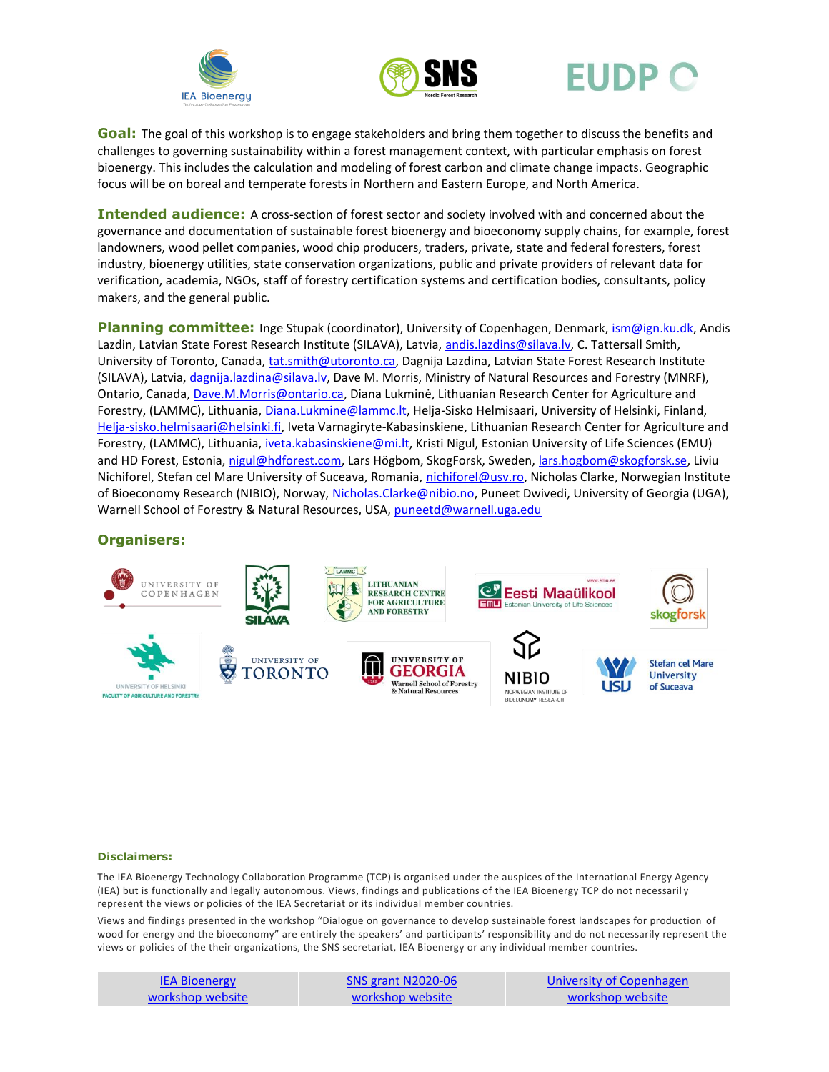**Goal:** The goal of this workshop is to engage stakeholders and bring them together to discuss the benefits and challenges to governing sustainability within a forest management context, with particular emphasis on forest bioenergy. This includes the calculation and modeling of forest carbon and climate change impacts. Geographic focus will be on boreal and temperate forests in Northern and Eastern Europe, and North America.

**Intended audience:** A cross-section of forest sector and society involved with and concerned about the governance and documentation of sustainable forest bioenergy and bioeconomy supply chains, for example, forest landowners, wood pellet companies, wood chip producers, traders, private, state and federal foresters, forest industry, bioenergy utilities, state conservation organizations, public and private providers of relevant data for verification, academia, NGOs, staff of forestry certification systems and certification bodies, consultants, policy makers, and the general public.

**Planning committee:** Inge Stupak (coordinator), University of Copenhagen, Denmark, ism@ign.ku.dk, Andis Lazdin, Latvian State Forest Research Institute (SILAVA), Latvia, andis.lazdins@silava.lv, C. Tattersall Smith, University of Toronto, Canada, tat.smith@utoronto.ca, Dagnija Lazdina, Latvian State Forest Research Institute (SILAVA), Latvia, dagnija.lazdina@silava.lv, Dave M. Morris, Ministry of Natural Resources and Forestry (MNRF), Ontario, Canada, Dave.M.Morris@ontario.ca, Diana Lukminė, Lithuanian Research Center for Agriculture and Forestry, (LAMMC), Lithuania, Diana.Lukmine@lammc.lt, Helja-Sisko Helmisaari, University of Helsinki, Finland, Helja-sisko.helmisaari@helsinki.fi, Iveta Varnagiryte-Kabasinskiene, Lithuanian Research Center for Agriculture and Forestry, (LAMMC), Lithuania, iveta.kabasinskiene@mi.lt, Kristi Nigul, Estonian University of Life Sciences (EMU) and HD Forest, Estonia, nigul@hdforest.com, Lars Högbom, SkogForsk, Sweden, lars.hogbom@skogforsk.se, Liviu Nichiforel, Stefan cel Mare University of Suceava, Romania, nichiforel@usv.ro, Nicholas Clarke, Norwegian Institute of Bioeconomy Research (NIBIO), Norway, Nicholas.Clarke@nibio.no, Puneet Dwivedi, University of Georgia (UGA), Warnell School of Forestry & Natural Resources, USA, puneetd@warnell.uga.edu

**Organisers:**

University of Copenhagen, SILAVA, Lithuanian Research Centre for Agriculture and Forestry, Eesti Maaülikool – Estonian University of Life Sciences, skogforsk, University of Helsinki – Faculty of Agriculture and Forestry, University of Toronto, University of Georgia – Warnell School of Forestry & Natural Resources, NIBIO – Norwegian Institute of Bioeconomy Research, Stefan cel Mare University of Suceava

**Disclaimers:**

The IEA Bioenergy Technology Collaboration Programme (TCP) is organised under the auspices of the International Energy Agency (IEA) but is functionally and legally autonomous. Views, findings and publications of the IEA Bioenergy TCP do not necessarily represent the views or policies of the IEA Secretariat or its individual member countries.

Views and findings presented in the workshop "Dialogue on governance to develop sustainable forest landscapes for production of wood for energy and the bioeconomy" are entirely the speakers' and participants' responsibility and do not necessarily represent the views or policies of the their organizations, the SNS secretariat, IEA Bioenergy or any individual member countries.

| | | |
|---|---|---|
| IEA Bioenergy workshop website | SNS grant N2020-06 workshop website | University of Copenhagen workshop website |